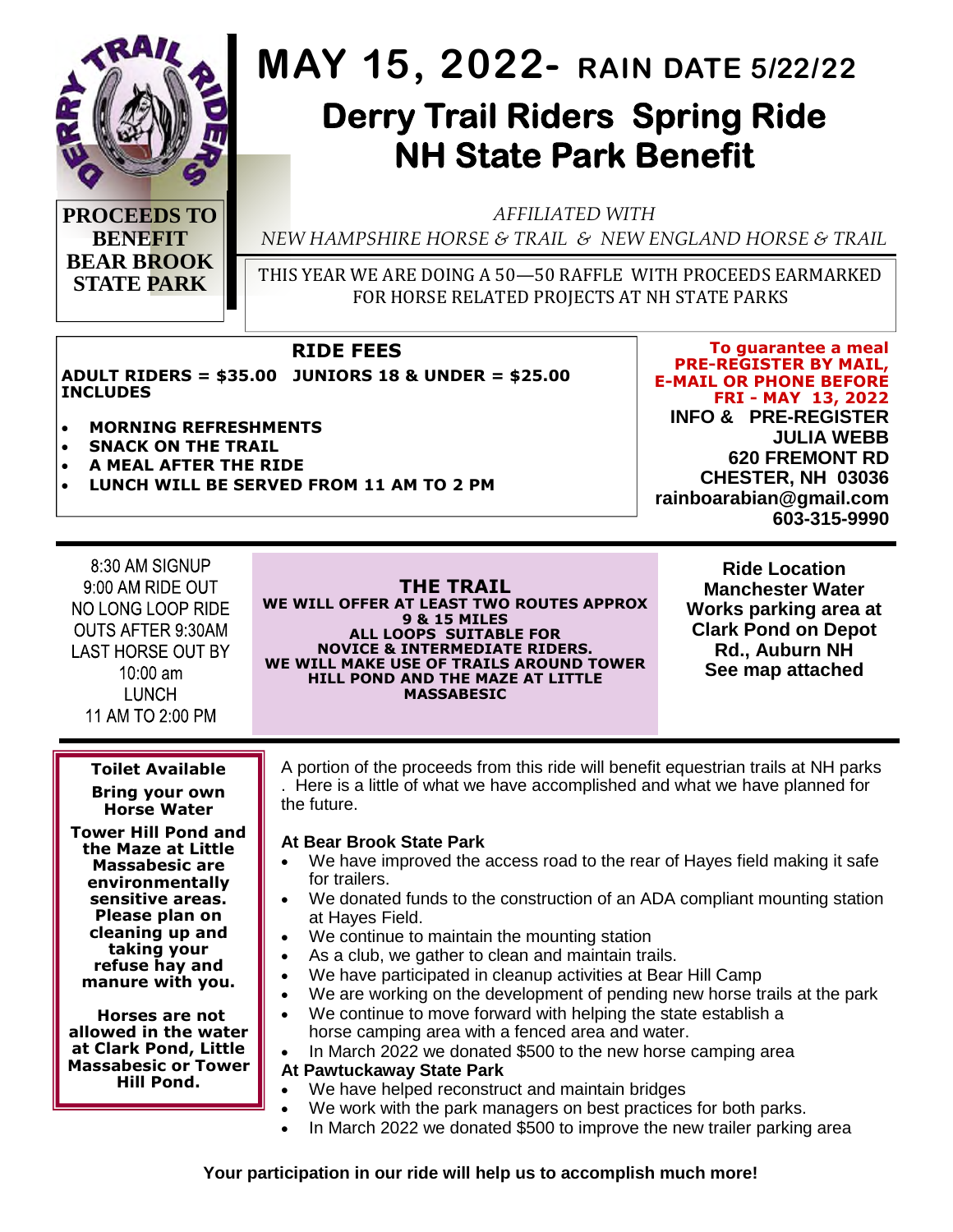PROCEEDS TO BENEFIT BEAR BROOK STATE PARK

# MAY 15, 2022- RAIN DATE 5/22/22

## Derry Trail Riders Spring Ride NH State Park Benefit

*AFFILIATED WITH*

*NEW HAMPSHIRE HORSE & TRAIL & NEW ENGLAND HORSE & TRAIL*

THIS YEAR WE ARE DOING A 50—50 RAFFLE WITH PROCEEDS EARMARKED FOR HORSE RELATED PROJECTS AT NH STATE PARKS

### RIDE FEES

**ADULT RIDERS = $35.00 JUNIORS 18 & UNDER = $25.00**

**INCLUDES**

- **MORNING REFRESHMENTS**
- **SNACK ON THE TRAIL**
- **A MEAL AFTER THE RIDE**
- **LUNCH WILL BE SERVED FROM 11 AM TO 2 PM**

**To guarantee a meal PRE-REGISTER BY MAIL, E-MAIL OR PHONE BEFORE FRI - MAY 13, 2022**

**INFO & PRE-REGISTER**
**JULIA WEBB**
**620 FREMONT RD**
**CHESTER, NH 03036**
**rainboarabian@gmail.com**
**603-315-9990**

8:30 AM SIGNUP
9:00 AM RIDE OUT
NO LONG LOOP RIDE OUTS AFTER 9:30AM
LAST HORSE OUT BY 10:00 am
LUNCH
11 AM TO 2:00 PM

### THE TRAIL

**WE WILL OFFER AT LEAST TWO ROUTES APPROX 9 & 15 MILES**
**ALL LOOPS SUITABLE FOR NOVICE & INTERMEDIATE RIDERS.**
**WE WILL MAKE USE OF TRAILS AROUND TOWER HILL POND AND THE MAZE AT LITTLE MASSABESIC**

**Ride Location**
**Manchester Water Works parking area at Clark Pond on Depot Rd., Auburn NH**
**See map attached**

**Toilet Available**

**Bring your own Horse Water**

**Tower Hill Pond and the Maze at Little Massabesic are environmentally sensitive areas. Please plan on cleaning up and taking your refuse hay and manure with you.**

**Horses are not allowed in the water at Clark Pond, Little Massabesic or Tower Hill Pond.**

A portion of the proceeds from this ride will benefit equestrian trails at NH parks . Here is a little of what we have accomplished and what we have planned for the future.

**At Bear Brook State Park**

- We have improved the access road to the rear of Hayes field making it safe for trailers.
- We donated funds to the construction of an ADA compliant mounting station at Hayes Field.
- We continue to maintain the mounting station
- As a club, we gather to clean and maintain trails.
- We have participated in cleanup activities at Bear Hill Camp
- We are working on the development of pending new horse trails at the park
- We continue to move forward with helping the state establish a horse camping area with a fenced area and water.
- In March 2022 we donated $500 to the new horse camping area

**At Pawtuckaway State Park**

- We have helped reconstruct and maintain bridges
- We work with the park managers on best practices for both parks.
- In March 2022 we donated $500 to improve the new trailer parking area

**Your participation in our ride will help us to accomplish much more!**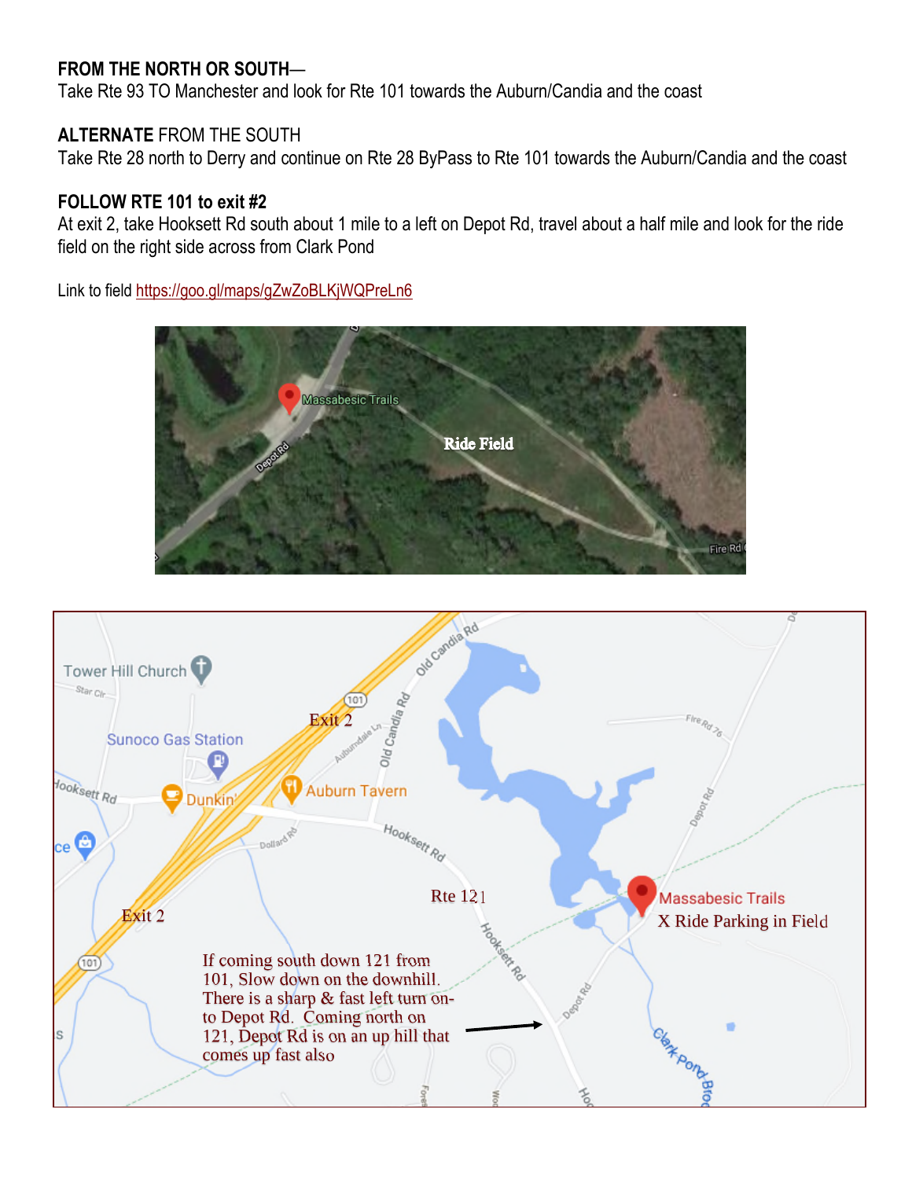**FROM THE NORTH OR SOUTH**—
Take Rte 93 TO Manchester and look for Rte 101 towards the Auburn/Candia and the coast

**ALTERNATE** FROM THE SOUTH
Take Rte 28 north to Derry and continue on Rte 28 ByPass to Rte 101 towards the Auburn/Candia and the coast

**FOLLOW RTE 101 to exit #2**
At exit 2, take Hooksett Rd south about 1 mile to a left on Depot Rd, travel about a half mile and look for the ride field on the right side across from Clark Pond

Link to field https://goo.gl/maps/gZwZoBLKjWQPreLn6

Massabesic Trails

Ride Field

Depot Rd

Fire Rd

Tower Hill Church

Sunoco Gas Station

Exit 2

Old Candia Rd

Auburn Tavern

Dunkin'

Hooksett Rd

Rte 121

Massabesic Trails

X Ride Parking in Field

Exit 2

If coming south down 121 from 101, Slow down on the downhill. There is a sharp & fast left turn onto Depot Rd. Coming north on 121, Depot Rd is on an up hill that comes up fast also

Depot Rd

Clark Pond Broo